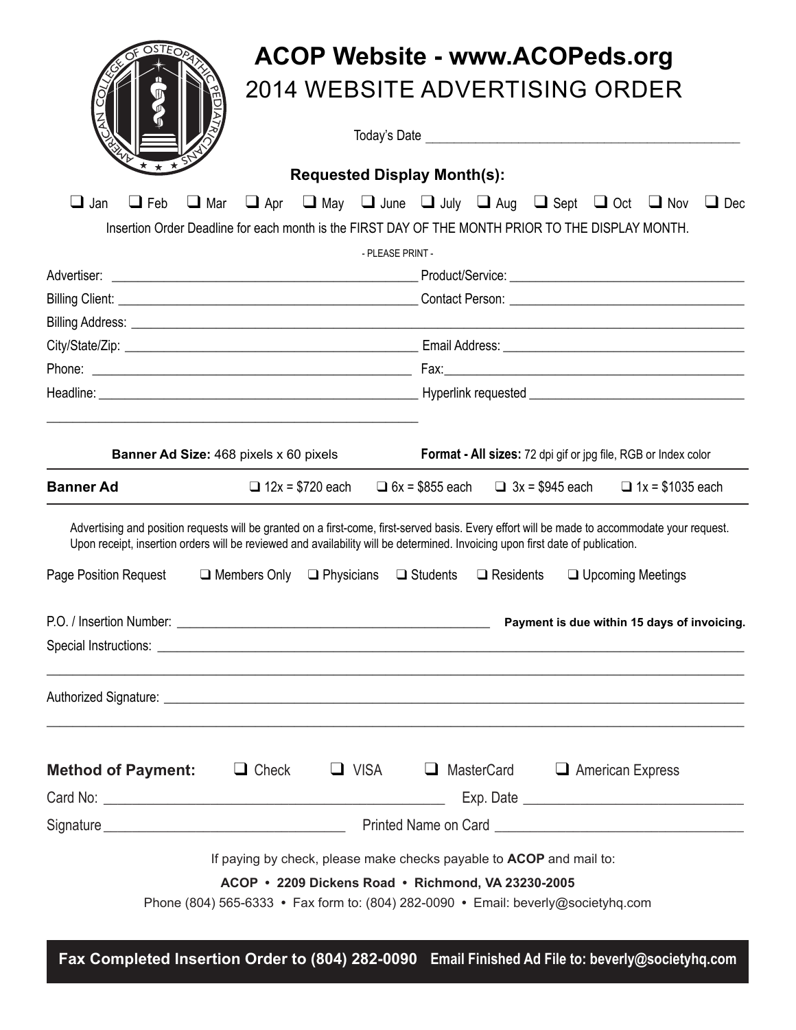# ACOP Website - www.ACOPeds.org

## 2014 WEBSITE ADVERTISING ORDER

Today's Date ______________________________________________

### Requested Display Month(s):

❑ Jan ❑ Feb ❑ Mar ❑ Apr ❑ May ❑ June ❑ July ❑ Aug ❑ Sept ❑ Oct ❑ Nov ❑ Dec

Insertion Order Deadline for each month is the FIRST DAY OF THE MONTH PRIOR TO THE DISPLAY MONTH.

- PLEASE PRINT -

Advertiser: ______________________________________________ Product/Service: ___________________________________

Billing Client: ______________________________________________ Contact Person: ___________________________________

Billing Address: ______________________________________________________________________________________

City/State/Zip: ______________________________________________ Email Address: ___________________________________

Phone: ______________________________________________ Fax: ___________________________________

Headline: ______________________________________________ Hyperlink requested ___________________________________

______________________________________________

**Banner Ad Size:** 468 pixels x 60 pixels **Format - All sizes:** 72 dpi gif or jpg file, RGB or Index color

**Banner Ad** ❑ 12x = $720 each ❑ 6x = $855 each ❑ 3x = $945 each ❑ 1x = $1035 each

Advertising and position requests will be granted on a first-come, first-served basis. Every effort will be made to accommodate your request. Upon receipt, insertion orders will be reviewed and availability will be determined. Invoicing upon first date of publication.

Page Position Request ❑ Members Only ❑ Physicians ❑ Students ❑ Residents ❑ Upcoming Meetings

P.O. / Insertion Number: ______________________________________________ **Payment is due within 15 days of invoicing.**

Special Instructions: ______________________________________________________________________________________

______________________________________________________________________________________

Authorized Signature: ______________________________________________________________________________________

______________________________________________________________________________________

**Method of Payment:** ❑ Check ❑ VISA ❑ MasterCard ❑ American Express

Card No: ______________________________________________ Exp. Date ___________________________________

Signature ___________________________________ Printed Name on Card ___________________________________

If paying by check, please make checks payable to **ACOP** and mail to:

**ACOP • 2209 Dickens Road • Richmond, VA 23230-2005**

Phone (804) 565-6333 • Fax form to: (804) 282-0090 • Email: beverly@societyhq.com

**Fax Completed Insertion Order to (804) 282-0090 Email Finished Ad File to: beverly@societyhq.com**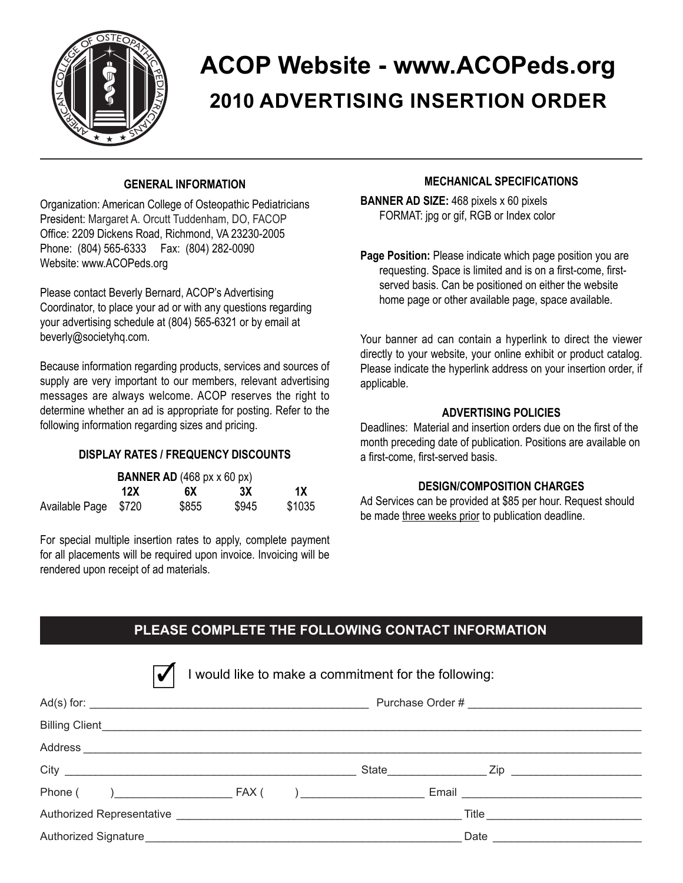# ACOP Website - www.ACOPeds.org

## 2010 ADVERTISING INSERTION ORDER

### GENERAL INFORMATION

Organization: American College of Osteopathic Pediatricians
President: Margaret A. Orcutt Tuddenham, DO, FACOP
Office: 2209 Dickens Road, Richmond, VA 23230-2005
Phone: (804) 565-6333 Fax: (804) 282-0090
Website: www.ACOPeds.org

Please contact Beverly Bernard, ACOP's Advertising Coordinator, to place your ad or with any questions regarding your advertising schedule at (804) 565-6321 or by email at beverly@societyhq.com.

Because information regarding products, services and sources of supply are very important to our members, relevant advertising messages are always welcome. ACOP reserves the right to determine whether an ad is appropriate for posting. Refer to the following information regarding sizes and pricing.

### DISPLAY RATES / FREQUENCY DISCOUNTS

**BANNER AD** (468 px x 60 px)

| | 12X | 6X | 3X | 1X |
|---|---|---|---|---|
| Available Page | $720 | $855 | $945 | $1035 |

For special multiple insertion rates to apply, complete payment for all placements will be required upon invoice. Invoicing will be rendered upon receipt of ad materials.

### MECHANICAL SPECIFICATIONS

**BANNER AD SIZE:** 468 pixels x 60 pixels
FORMAT: jpg or gif, RGB or Index color

**Page Position:** Please indicate which page position you are requesting. Space is limited and is on a first-come, first-served basis. Can be positioned on either the website home page or other available page, space available.

Your banner ad can contain a hyperlink to direct the viewer directly to your website, your online exhibit or product catalog. Please indicate the hyperlink address on your insertion order, if applicable.

### ADVERTISING POLICIES

Deadlines: Material and insertion orders due on the first of the month preceding date of publication. Positions are available on a first-come, first-served basis.

### DESIGN/COMPOSITION CHARGES

Ad Services can be provided at $85 per hour. Request should be made <u>three weeks prior</u> to publication deadline.

### PLEASE COMPLETE THE FOLLOWING CONTACT INFORMATION

☑ I would like to make a commitment for the following:

Ad(s) for: ______________________ Purchase Order # ______________________

Billing Client ______________________________________________

Address ______________________________________________

City ______________________ State ____________ Zip ______________

Phone ( ) ______________ FAX ( ) ______________ Email ______________

Authorized Representative ______________________ Title ______________

Authorized Signature ______________________ Date ______________